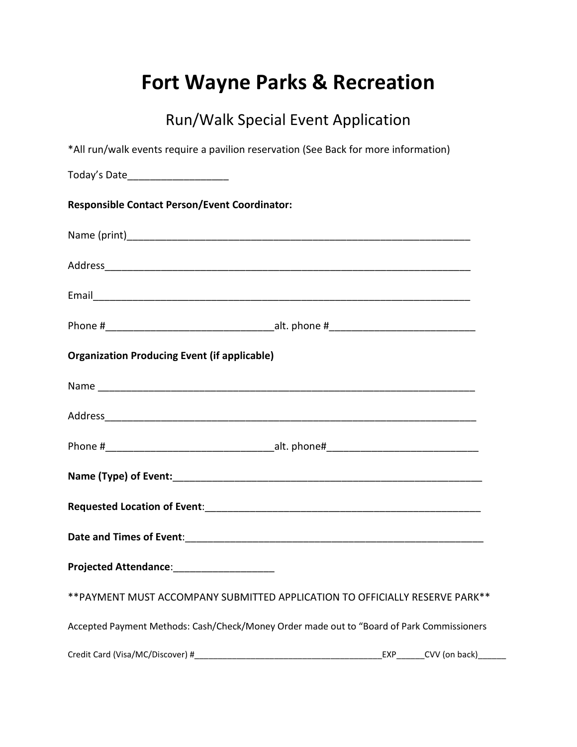# Fort Wayne Parks & Recreation

## Run/Walk Special Event Application

*All run/walk events require a pavilion reservation (See Back for more information)

Today's Date__________________

**Responsible Contact Person/Event Coordinator:**

Name (print)_______________________________________________________________

Address___________________________________________________________________

Email_____________________________________________________________________

Phone #______________________________alt. phone #__________________________

**Organization Producing Event (if applicable)**

Name _____________________________________________________________________

Address___________________________________________________________________

Phone #______________________________alt. phone#___________________________

**Name (Type) of Event:**_______________________________________________________

**Requested Location of Event**:_________________________________________________

**Date and Times of Event**:____________________________________________________

**Projected Attendance**:__________________

**PAYMENT MUST ACCOMPANY SUBMITTED APPLICATION TO OFFICIALLY RESERVE PARK**

Accepted Payment Methods: Cash/Check/Money Order made out to "Board of Park Commissioners

Credit Card (Visa/MC/Discover) #________________________________________EXP______CVV (on back)______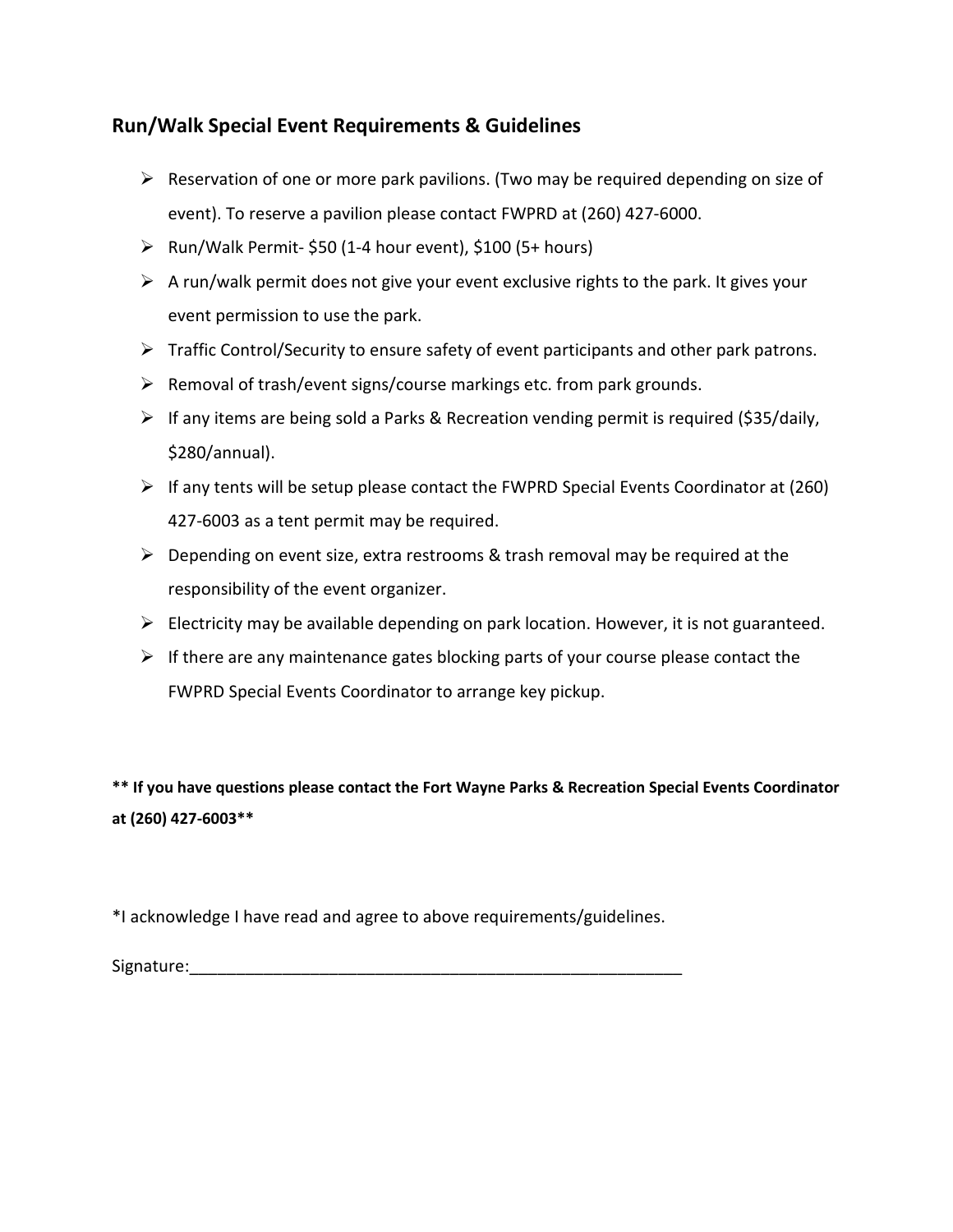## Run/Walk Special Event Requirements & Guidelines

- Reservation of one or more park pavilions. (Two may be required depending on size of event). To reserve a pavilion please contact FWPRD at (260) 427-6000.
- Run/Walk Permit- $50 (1-4 hour event), $100 (5+ hours)
- A run/walk permit does not give your event exclusive rights to the park. It gives your event permission to use the park.
- Traffic Control/Security to ensure safety of event participants and other park patrons.
- Removal of trash/event signs/course markings etc. from park grounds.
- If any items are being sold a Parks & Recreation vending permit is required ($35/daily, $280/annual).
- If any tents will be setup please contact the FWPRD Special Events Coordinator at (260) 427-6003 as a tent permit may be required.
- Depending on event size, extra restrooms & trash removal may be required at the responsibility of the event organizer.
- Electricity may be available depending on park location. However, it is not guaranteed.
- If there are any maintenance gates blocking parts of your course please contact the FWPRD Special Events Coordinator to arrange key pickup.

**** If you have questions please contact the Fort Wayne Parks & Recreation Special Events Coordinator at (260) 427-6003****

*I acknowledge I have read and agree to above requirements/guidelines.

Signature:_______________________________________________________